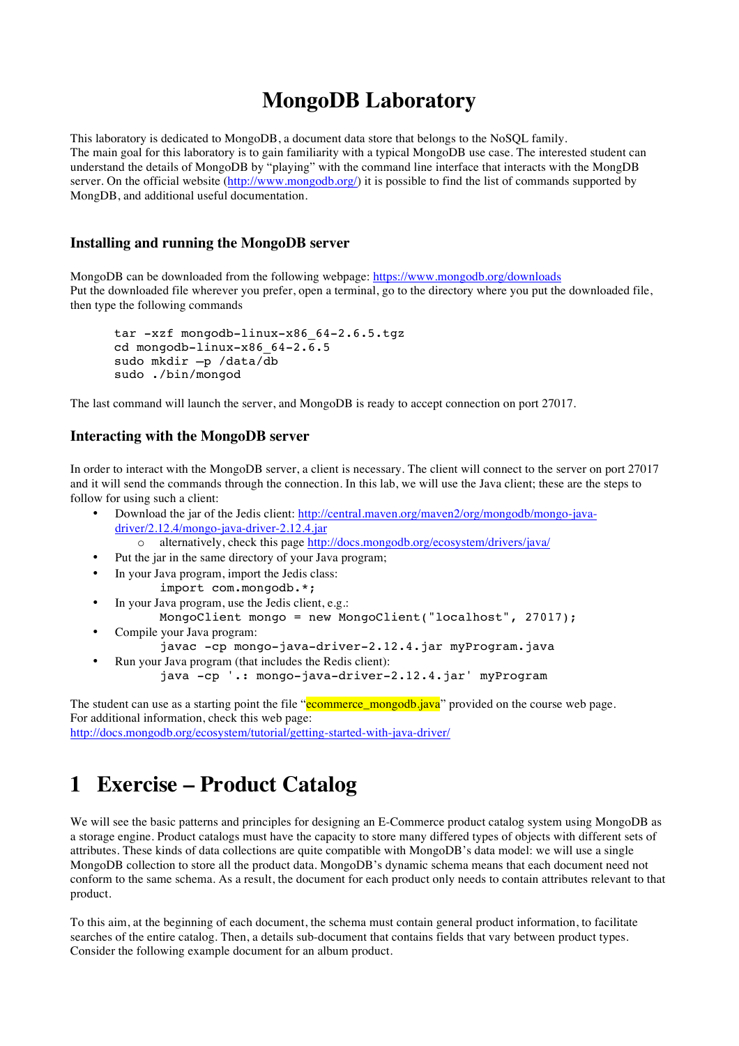# MongoDB Laboratory

This laboratory is dedicated to MongoDB, a document data store that belongs to the NoSQL family.
The main goal for this laboratory is to gain familiarity with a typical MongoDB use case. The interested student can understand the details of MongoDB by "playing" with the command line interface that interacts with the MongDB server. On the official website (http://www.mongodb.org/) it is possible to find the list of commands supported by MongDB, and additional useful documentation.

### Installing and running the MongoDB server

MongoDB can be downloaded from the following webpage: https://www.mongodb.org/downloads
Put the downloaded file wherever you prefer, open a terminal, go to the directory where you put the downloaded file, then type the following commands

```
tar -xzf mongodb-linux-x86_64-2.6.5.tgz
cd mongodb-linux-x86_64-2.6.5
sudo mkdir –p /data/db
sudo ./bin/mongod
```

The last command will launch the server, and MongoDB is ready to accept connection on port 27017.

### Interacting with the MongoDB server

In order to interact with the MongoDB server, a client is necessary. The client will connect to the server on port 27017 and it will send the commands through the connection. In this lab, we will use the Java client; these are the steps to follow for using such a client:

- Download the jar of the Jedis client: http://central.maven.org/maven2/org/mongodb/mongo-java-driver/2.12.4/mongo-java-driver-2.12.4.jar
  - alternatively, check this page http://docs.mongodb.org/ecosystem/drivers/java/
- Put the jar in the same directory of your Java program;
- In your Java program, import the Jedis class:
  ```
  import com.mongodb.*;
  ```
- In your Java program, use the Jedis client, e.g.:
  ```
  MongoClient mongo = new MongoClient("localhost", 27017);
  ```
- Compile your Java program:
  ```
  javac -cp mongo-java-driver-2.12.4.jar myProgram.java
  ```
- Run your Java program (that includes the Redis client):
  ```
  java -cp '.: mongo-java-driver-2.12.4.jar' myProgram
  ```

The student can use as a starting point the file "ecommerce_mongodb.java" provided on the course web page.
For additional information, check this web page:
http://docs.mongodb.org/ecosystem/tutorial/getting-started-with-java-driver/

# 1 Exercise – Product Catalog

We will see the basic patterns and principles for designing an E-Commerce product catalog system using MongoDB as a storage engine. Product catalogs must have the capacity to store many differed types of objects with different sets of attributes. These kinds of data collections are quite compatible with MongoDB's data model: we will use a single MongoDB collection to store all the product data. MongoDB's dynamic schema means that each document need not conform to the same schema. As a result, the document for each product only needs to contain attributes relevant to that product.

To this aim, at the beginning of each document, the schema must contain general product information, to facilitate searches of the entire catalog. Then, a details sub-document that contains fields that vary between product types. Consider the following example document for an album product.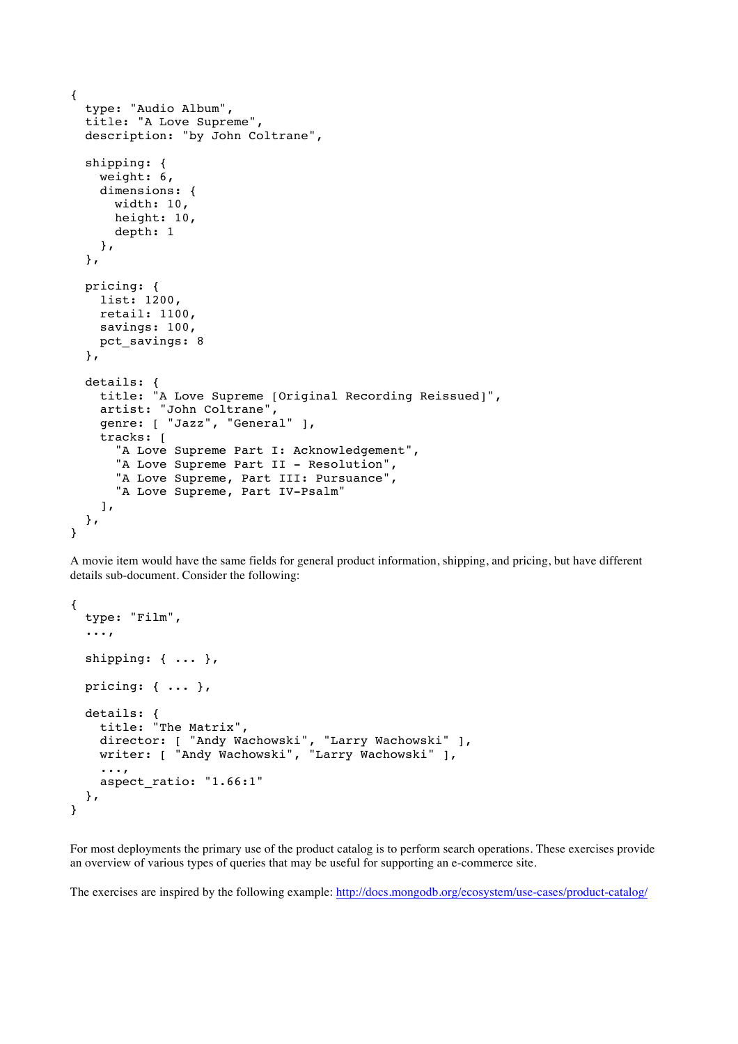```
{
  type: "Audio Album",
  title: "A Love Supreme",
  description: "by John Coltrane",

  shipping: {
    weight: 6,
    dimensions: {
      width: 10,
      height: 10,
      depth: 1
    },
  },

  pricing: {
    list: 1200,
    retail: 1100,
    savings: 100,
    pct_savings: 8
  },

  details: {
    title: "A Love Supreme [Original Recording Reissued]",
    artist: "John Coltrane",
    genre: [ "Jazz", "General" ],
    tracks: [
      "A Love Supreme Part I: Acknowledgement",
      "A Love Supreme Part II - Resolution",
      "A Love Supreme, Part III: Pursuance",
      "A Love Supreme, Part IV-Psalm"
    ],
  },
}
```

A movie item would have the same fields for general product information, shipping, and pricing, but have different details sub-document. Consider the following:

```
{
  type: "Film",
  ...,

  shipping: { ... },

  pricing: { ... },

  details: {
    title: "The Matrix",
    director: [ "Andy Wachowski", "Larry Wachowski" ],
    writer: [ "Andy Wachowski", "Larry Wachowski" ],
    ...,
    aspect_ratio: "1.66:1"
  },
}
```

For most deployments the primary use of the product catalog is to perform search operations. These exercises provide an overview of various types of queries that may be useful for supporting an e-commerce site.

The exercises are inspired by the following example: [http://docs.mongodb.org/ecosystem/use-cases/product-catalog/](http://docs.mongodb.org/ecosystem/use-cases/product-catalog/)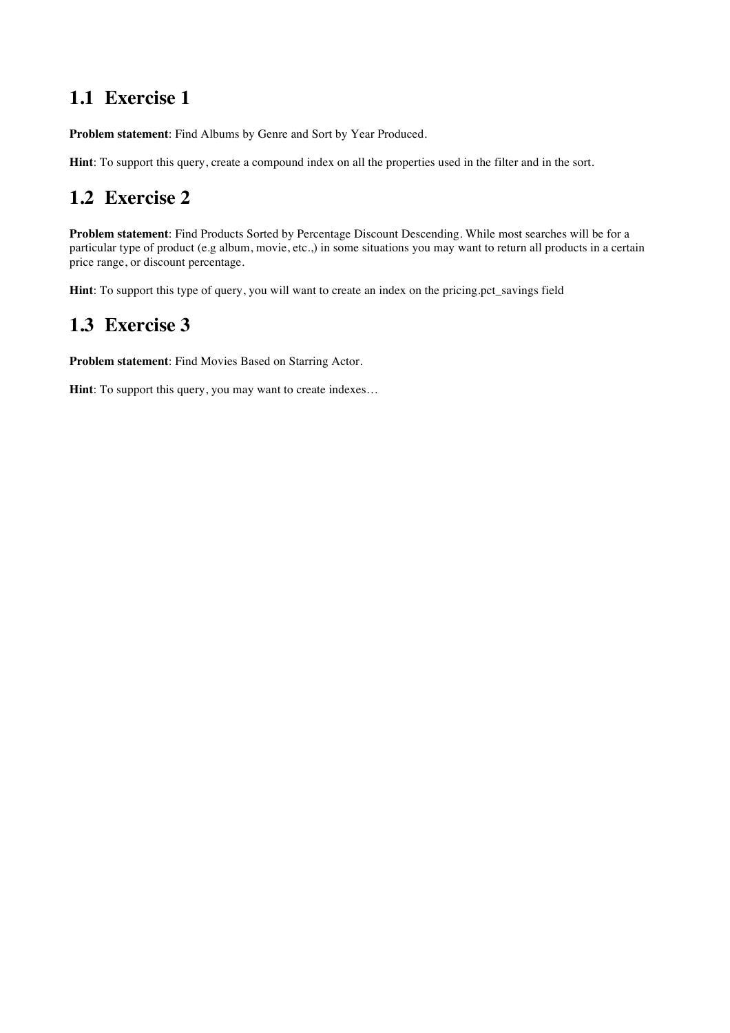## 1.1 Exercise 1

**Problem statement**: Find Albums by Genre and Sort by Year Produced.

**Hint**: To support this query, create a compound index on all the properties used in the filter and in the sort.

## 1.2 Exercise 2

**Problem statement**: Find Products Sorted by Percentage Discount Descending. While most searches will be for a particular type of product (e.g album, movie, etc.,) in some situations you may want to return all products in a certain price range, or discount percentage.

**Hint**: To support this type of query, you will want to create an index on the pricing.pct_savings field

## 1.3 Exercise 3

**Problem statement**: Find Movies Based on Starring Actor.

**Hint**: To support this query, you may want to create indexes…